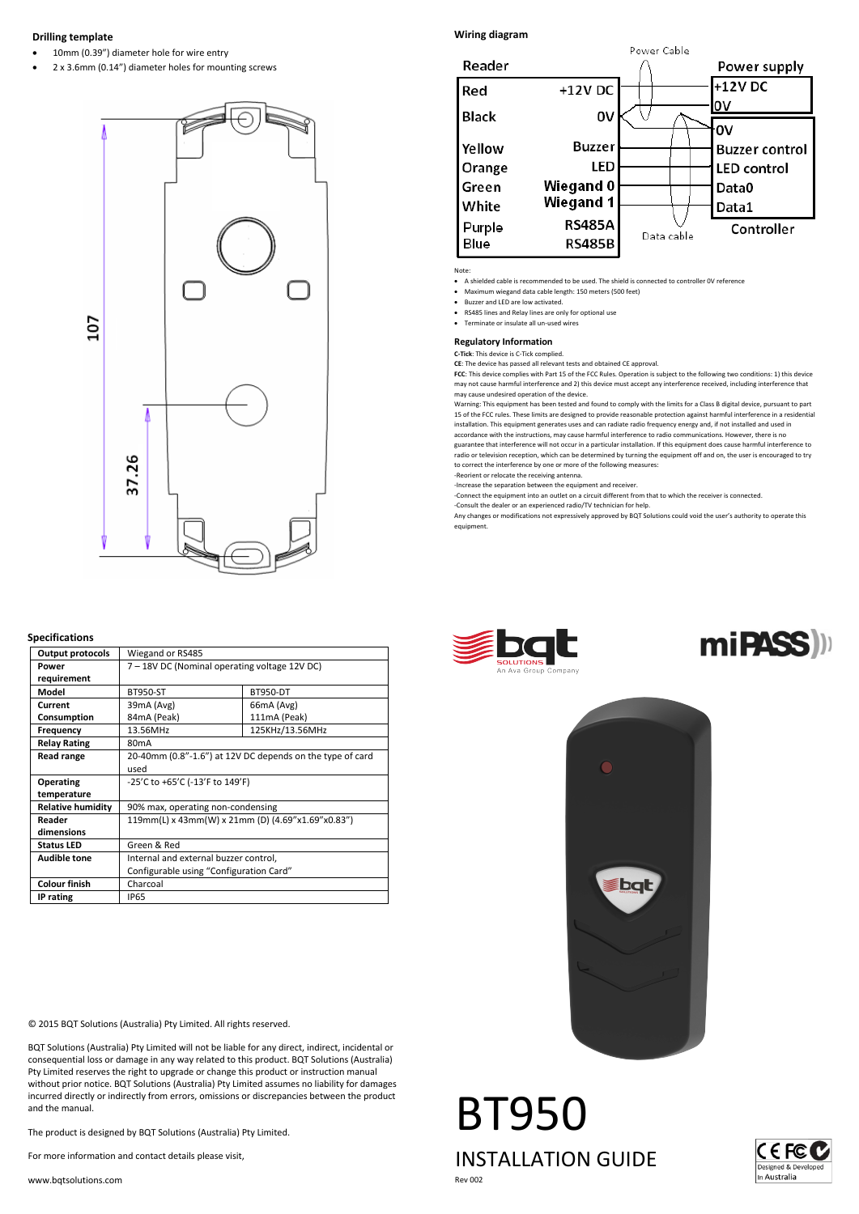## Drilling template

- 10mm (0.39") diameter hole for wire entry
- 2 x 3.6mm (0.14") diameter holes for mounting screws

107

37.26

## Wiring diagram

| Reader | | Power supply |
|---|---|---|
| Red | +12V DC | +12V DC |
| Black | 0V | 0V |

| Reader | | Controller |
|---|---|---|
| Black | 0V | 0V |
| Yellow | Buzzer | Buzzer control |
| Orange | LED | LED control |
| Green | Wiegand 0 | Data0 |
| White | Wiegand 1 | Data1 |
| Purple | RS485A | |
| Blue | RS485B | |

Power Cable

Data cable

Note:

- A shielded cable is recommended to be used. The shield is connected to controller 0V reference
- Maximum wiegand data cable length: 150 meters (500 feet)
- Buzzer and LED are low activated.
- RS485 lines and Relay lines are only for optional use
- Terminate or insulate all un-used wires

### Regulatory Information

**C-Tick**: This device is C-Tick complied.

**CE**: The device has passed all relevant tests and obtained CE approval.

**FCC**: This device complies with Part 15 of the FCC Rules. Operation is subject to the following two conditions: 1) this device may not cause harmful interference and 2) this device must accept any interference received, including interference that may cause undesired operation of the device.

Warning: This equipment has been tested and found to comply with the limits for a Class B digital device, pursuant to part 15 of the FCC rules. These limits are designed to provide reasonable protection against harmful interference in a residential installation. This equipment generates uses and can radiate radio frequency energy and, if not installed and used in accordance with the instructions, may cause harmful interference to radio communications. However, there is no guarantee that interference will not occur in a particular installation. If this equipment does cause harmful interference to radio or television reception, which can be determined by turning the equipment off and on, the user is encouraged to try to correct the interference by one or more of the following measures:

-Reorient or relocate the receiving antenna.

-Increase the separation between the equipment and receiver.

-Connect the equipment into an outlet on a circuit different from that to which the receiver is connected.

-Consult the dealer or an experienced radio/TV technician for help.

Any changes or modifications not expressively approved by BQT Solutions could void the user's authority to operate this equipment.

## Specifications

| | | |
|---|---|---|
| **Output protocols** | Wiegand or RS485 | |
| **Power requirement** | 7 – 18V DC (Nominal operating voltage 12V DC) | |
| **Model** | BT950-ST | BT950-DT |
| **Current Consumption** | 39mA (Avg)<br>84mA (Peak) | 66mA (Avg)<br>111mA (Peak) |
| **Frequency** | 13.56MHz | 125KHz/13.56MHz |
| **Relay Rating** | 80mA | |
| **Read range** | 20-40mm (0.8"-1.6") at 12V DC depends on the type of card used | |
| **Operating temperature** | -25'C to +65'C (-13'F to 149'F) | |
| **Relative humidity** | 90% max, operating non-condensing | |
| **Reader dimensions** | 119mm(L) x 43mm(W) x 21mm (D) (4.69"x1.69"x0.83") | |
| **Status LED** | Green & Red | |
| **Audible tone** | Internal and external buzzer control,<br>Configurable using "Configuration Card" | |
| **Colour finish** | Charcoal | |
| **IP rating** | IP65 | |

bqt SOLUTIONS An Ava Group Company

miPASS

© 2015 BQT Solutions (Australia) Pty Limited. All rights reserved.

BQT Solutions (Australia) Pty Limited will not be liable for any direct, indirect, incidental or consequential loss or damage in any way related to this product. BQT Solutions (Australia) Pty Limited reserves the right to upgrade or change this product or instruction manual without prior notice. BQT Solutions (Australia) Pty Limited assumes no liability for damages incurred directly or indirectly from errors, omissions or discrepancies between the product and the manual.

The product is designed by BQT Solutions (Australia) Pty Limited.

For more information and contact details please visit,

www.bqtsolutions.com

# BT950

## INSTALLATION GUIDE

Rev 002

Designed & Developed In Australia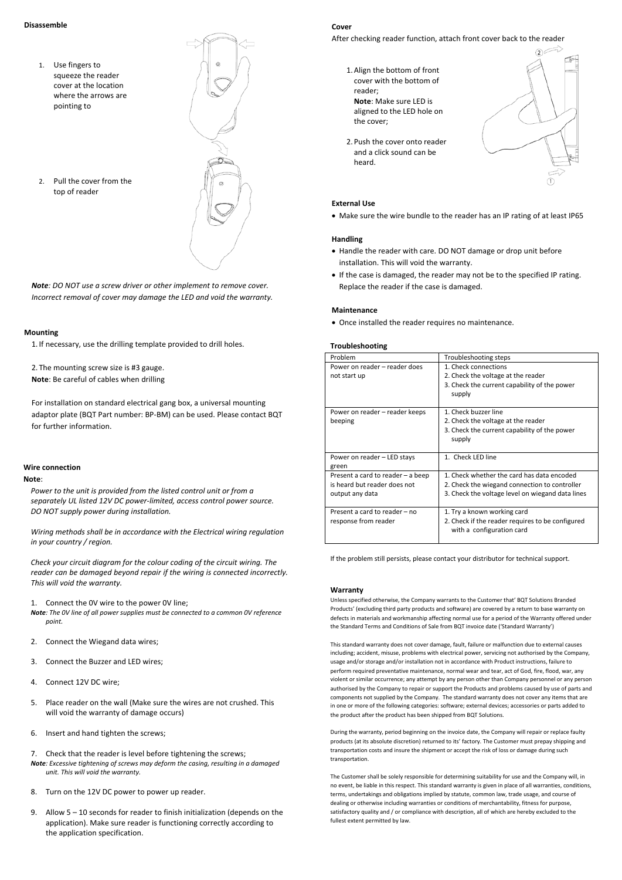**Disassemble**

1. Use fingers to squeeze the reader cover at the location where the arrows are pointing to

2. Pull the cover from the top of reader

***Note**: DO NOT use a screw driver or other implement to remove cover. Incorrect removal of cover may damage the LED and void the warranty.*

**Mounting**

1. If necessary, use the drilling template provided to drill holes.

2. The mounting screw size is #3 gauge.
**Note**: Be careful of cables when drilling

For installation on standard electrical gang box, a universal mounting adaptor plate (BQT Part number: BP-BM) can be used. Please contact BQT for further information.

**Wire connection**

**Note**:

*Power to the unit is provided from the listed control unit or from a separately UL listed 12V DC power-limited, access control power supply. DO NOT supply power during installation.*

*Wiring methods shall be in accordance with the Electrical wiring regulation in your country / region.*

*Check your circuit diagram for the colour coding of the circuit wiring. The reader can be damaged beyond repair if the wiring is connected incorrectly. This will void the warranty.*

1. Connect the 0V wire to the power 0V line;
***Note**: The 0V line of all power supplies must be connected to a common 0V reference point.*

2. Connect the Wiegand data wires;

3. Connect the Buzzer and LED wires;

4. Connect 12V DC wire;

5. Place reader on the wall (Make sure the wires are not crushed. This will void the warranty of damage occurs)

6. Insert and hand tighten the screws;

7. Check that the reader is level before tightening the screws;
***Note**: Excessive tightening of screws may deform the casing, resulting in a damaged unit. This will void the warranty.*

8. Turn on the 12V DC power to power up reader.

9. Allow 5 – 10 seconds for reader to finish initialization (depends on the application). Make sure reader is functioning correctly according to the application specification.

**Cover**

After checking reader function, attach front cover back to the reader

1. Align the bottom of front cover with the bottom of reader;
**Note**: Make sure LED is aligned to the LED hole on the cover;

2. Push the cover onto reader and a click sound can be heard.

**External Use**

- Make sure the wire bundle to the reader has an IP rating of at least IP65

**Handling**

- Handle the reader with care. DO NOT damage or drop unit before installation. This will void the warranty.
- If the case is damaged, the reader may not be to the specified IP rating. Replace the reader if the case is damaged.

**Maintenance**

- Once installed the reader requires no maintenance.

**Troubleshooting**

| Problem | Troubleshooting steps |
|---|---|
| Power on reader – reader does not start up | 1. Check connections<br>2. Check the voltage at the reader<br>3. Check the current capability of the power supply |
| Power on reader – reader keeps beeping | 1. Check buzzer line<br>2. Check the voltage at the reader<br>3. Check the current capability of the power supply |
| Power on reader – LED stays green | 1. Check LED line |
| Present a card to reader – a beep is heard but reader does not output any data | 1. Check whether the card has data encoded<br>2. Check the wiegand connection to controller<br>3. Check the voltage level on wiegand data lines |
| Present a card to reader – no response from reader | 1. Try a known working card<br>2. Check if the reader requires to be configured with a configuration card |

If the problem still persists, please contact your distributor for technical support.

**Warranty**

Unless specified otherwise, the Company warrants to the Customer that' BQT Solutions Branded Products' (excluding third party products and software) are covered by a return to base warranty on defects in materials and workmanship affecting normal use for a period of the Warranty offered under the Standard Terms and Conditions of Sale from BQT invoice date ('Standard Warranty')

This standard warranty does not cover damage, fault, failure or malfunction due to external causes including; accident, misuse, problems with electrical power, servicing not authorised by the Company, usage and/or storage and/or installation not in accordance with Product instructions, failure to perform required preventative maintenance, normal wear and tear, act of God, fire, flood, war, any violent or similar occurrence; any attempt by any person other than Company personnel or any person authorised by the Company to repair or support the Products and problems caused by use of parts and components not supplied by the Company. The standard warranty does not cover any items that are in one or more of the following categories: software; external devices; accessories or parts added to the product after the product has been shipped from BQT Solutions.

During the warranty, period beginning on the invoice date, the Company will repair or replace faulty products (at its absolute discretion) returned to its' factory. The Customer must prepay shipping and transportation costs and insure the shipment or accept the risk of loss or damage during such transportation.

The Customer shall be solely responsible for determining suitability for use and the Company will, in no event, be liable in this respect. This standard warranty is given in place of all warranties, conditions, terms, undertakings and obligations implied by statute, common law, trade usage, and course of dealing or otherwise including warranties or conditions of merchantability, fitness for purpose, satisfactory quality and / or compliance with description, all of which are hereby excluded to the fullest extent permitted by law.